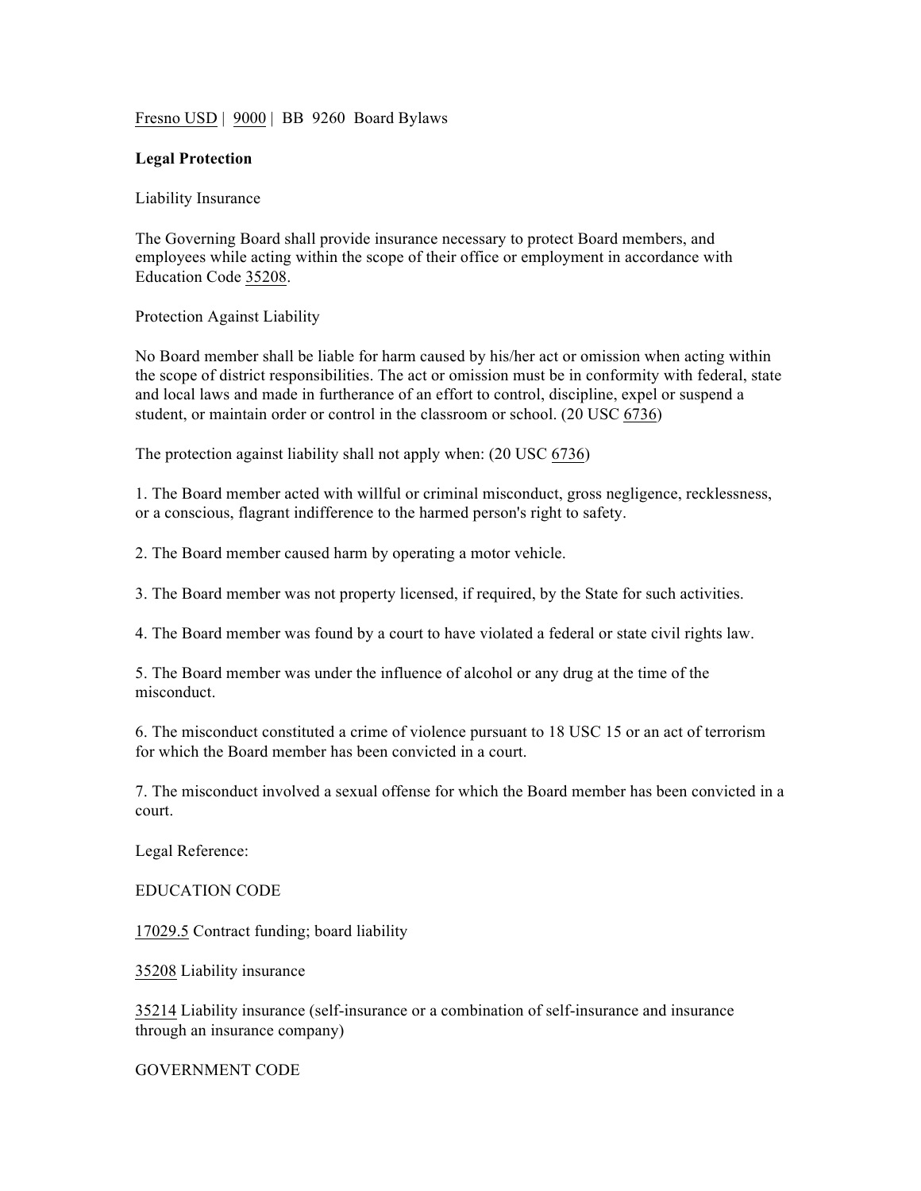Fresno USD | 9000 | BB 9260 Board Bylaws

**Legal Protection**

Liability Insurance

The Governing Board shall provide insurance necessary to protect Board members, and employees while acting within the scope of their office or employment in accordance with Education Code 35208.

Protection Against Liability

No Board member shall be liable for harm caused by his/her act or omission when acting within the scope of district responsibilities. The act or omission must be in conformity with federal, state and local laws and made in furtherance of an effort to control, discipline, expel or suspend a student, or maintain order or control in the classroom or school. (20 USC 6736)

The protection against liability shall not apply when: (20 USC 6736)

1. The Board member acted with willful or criminal misconduct, gross negligence, recklessness, or a conscious, flagrant indifference to the harmed person's right to safety.

2. The Board member caused harm by operating a motor vehicle.

3. The Board member was not property licensed, if required, by the State for such activities.

4. The Board member was found by a court to have violated a federal or state civil rights law.

5. The Board member was under the influence of alcohol or any drug at the time of the misconduct.

6. The misconduct constituted a crime of violence pursuant to 18 USC 15 or an act of terrorism for which the Board member has been convicted in a court.

7. The misconduct involved a sexual offense for which the Board member has been convicted in a court.

Legal Reference:

EDUCATION CODE

17029.5 Contract funding; board liability

35208 Liability insurance

35214 Liability insurance (self-insurance or a combination of self-insurance and insurance through an insurance company)

GOVERNMENT CODE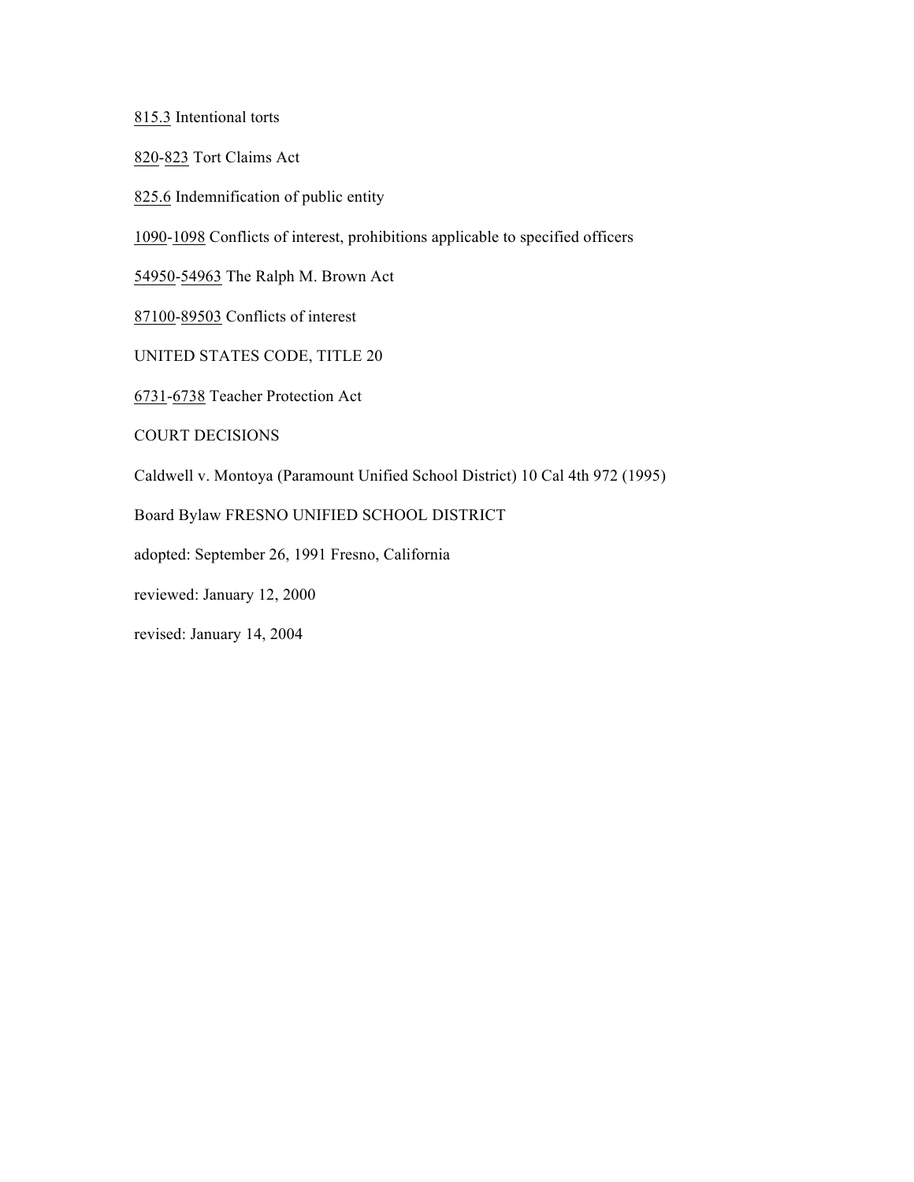815.3 Intentional torts

820-823 Tort Claims Act

825.6 Indemnification of public entity

1090-1098 Conflicts of interest, prohibitions applicable to specified officers

54950-54963 The Ralph M. Brown Act

87100-89503 Conflicts of interest

UNITED STATES CODE, TITLE 20

6731-6738 Teacher Protection Act

COURT DECISIONS

Caldwell v. Montoya (Paramount Unified School District) 10 Cal 4th 972 (1995)

Board Bylaw FRESNO UNIFIED SCHOOL DISTRICT

adopted: September 26, 1991 Fresno, California

reviewed: January 12, 2000

revised: January 14, 2004